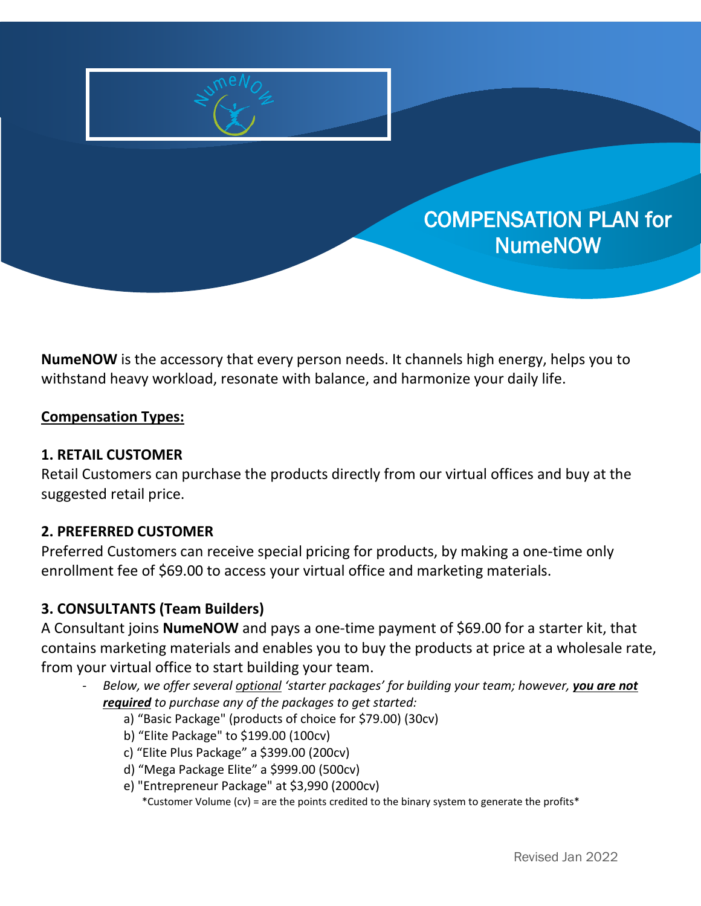# COMPENSATION PLAN for NumeNOW

**NumeNOW** is the accessory that every person needs. It channels high energy, helps you to withstand heavy workload, resonate with balance, and harmonize your daily life.

## Compensation Types:

### 1. RETAIL CUSTOMER

Retail Customers can purchase the products directly from our virtual offices and buy at the suggested retail price.

### 2. PREFERRED CUSTOMER

Preferred Customers can receive special pricing for products, by making a one-time only enrollment fee of $69.00 to access your virtual office and marketing materials.

### 3. CONSULTANTS (Team Builders)

A Consultant joins **NumeNOW** and pays a one-time payment of $69.00 for a starter kit, that contains marketing materials and enables you to buy the products at price at a wholesale rate, from your virtual office to start building your team.

- *Below, we offer several optional 'starter packages' for building your team; however,* ***you are not required*** *to purchase any of the packages to get started:*
  - a) "Basic Package" (products of choice for $79.00) (30cv)
  - b) "Elite Package" to $199.00 (100cv)
  - c) "Elite Plus Package" a $399.00 (200cv)
  - d) "Mega Package Elite" a $999.00 (500cv)
  - e) "Entrepreneur Package" at $3,990 (2000cv)

  *Customer Volume (cv) = are the points credited to the binary system to generate the profits*

Revised Jan 2022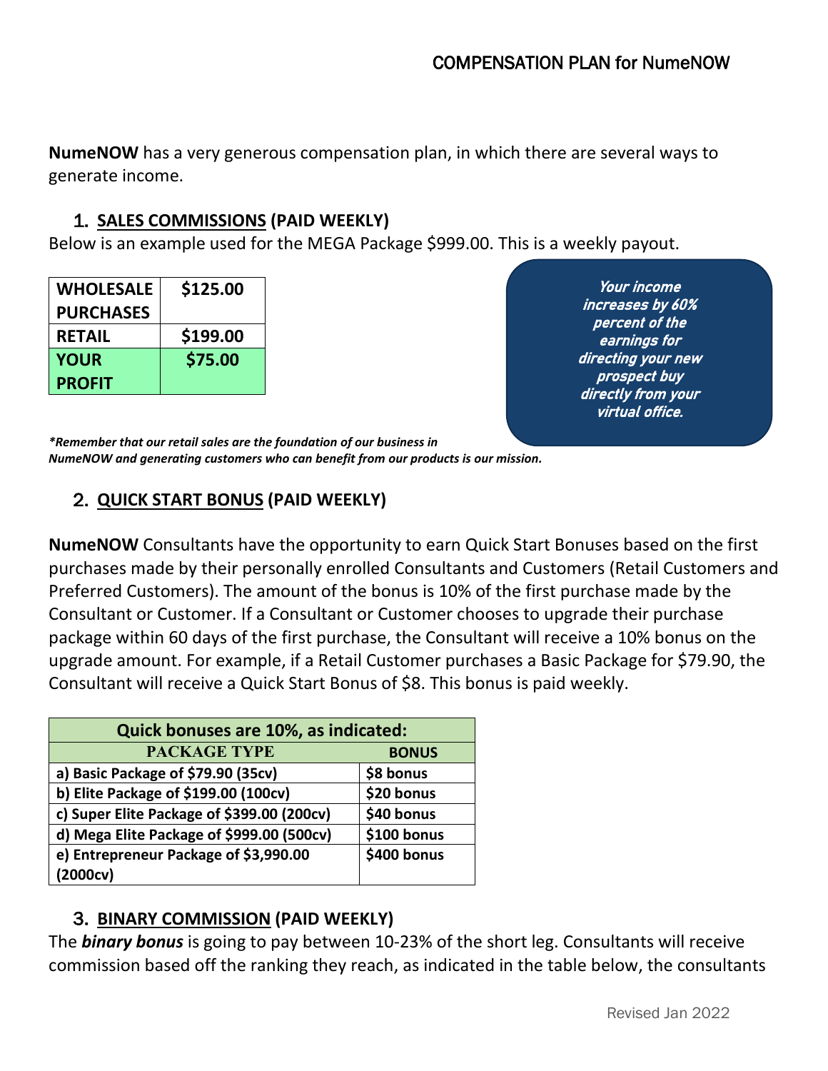## COMPENSATION PLAN for NumeNOW

**NumeNOW** has a very generous compensation plan, in which there are several ways to generate income.

### 1. SALES COMMISSIONS (PAID WEEKLY)

Below is an example used for the MEGA Package $999.00. This is a weekly payout.

| WHOLESALE PURCHASES | $125.00 |
|---|---|
| RETAIL | $199.00 |
| YOUR PROFIT | $75.00 |

***Your income increases by 60% percent of the earnings for directing your new prospect buy directly from your virtual office.***

***\*Remember that our retail sales are the foundation of our business in NumeNOW and generating customers who can benefit from our products is our mission.***

### 2. QUICK START BONUS (PAID WEEKLY)

**NumeNOW** Consultants have the opportunity to earn Quick Start Bonuses based on the first purchases made by their personally enrolled Consultants and Customers (Retail Customers and Preferred Customers). The amount of the bonus is 10% of the first purchase made by the Consultant or Customer. If a Consultant or Customer chooses to upgrade their purchase package within 60 days of the first purchase, the Consultant will receive a 10% bonus on the upgrade amount. For example, if a Retail Customer purchases a Basic Package for $79.90, the Consultant will receive a Quick Start Bonus of $8. This bonus is paid weekly.

| Quick bonuses are 10%, as indicated: | |
|---|---|
| **PACKAGE TYPE** | **BONUS** |
| a) Basic Package of $79.90 (35cv) | $8 bonus |
| b) Elite Package of $199.00 (100cv) | $20 bonus |
| c) Super Elite Package of $399.00 (200cv) | $40 bonus |
| d) Mega Elite Package of $999.00 (500cv) | $100 bonus |
| e) Entrepreneur Package of $3,990.00 (2000cv) | $400 bonus |

### 3. BINARY COMMISSION (PAID WEEKLY)

The ***binary bonus*** is going to pay between 10-23% of the short leg. Consultants will receive commission based off the ranking they reach, as indicated in the table below, the consultants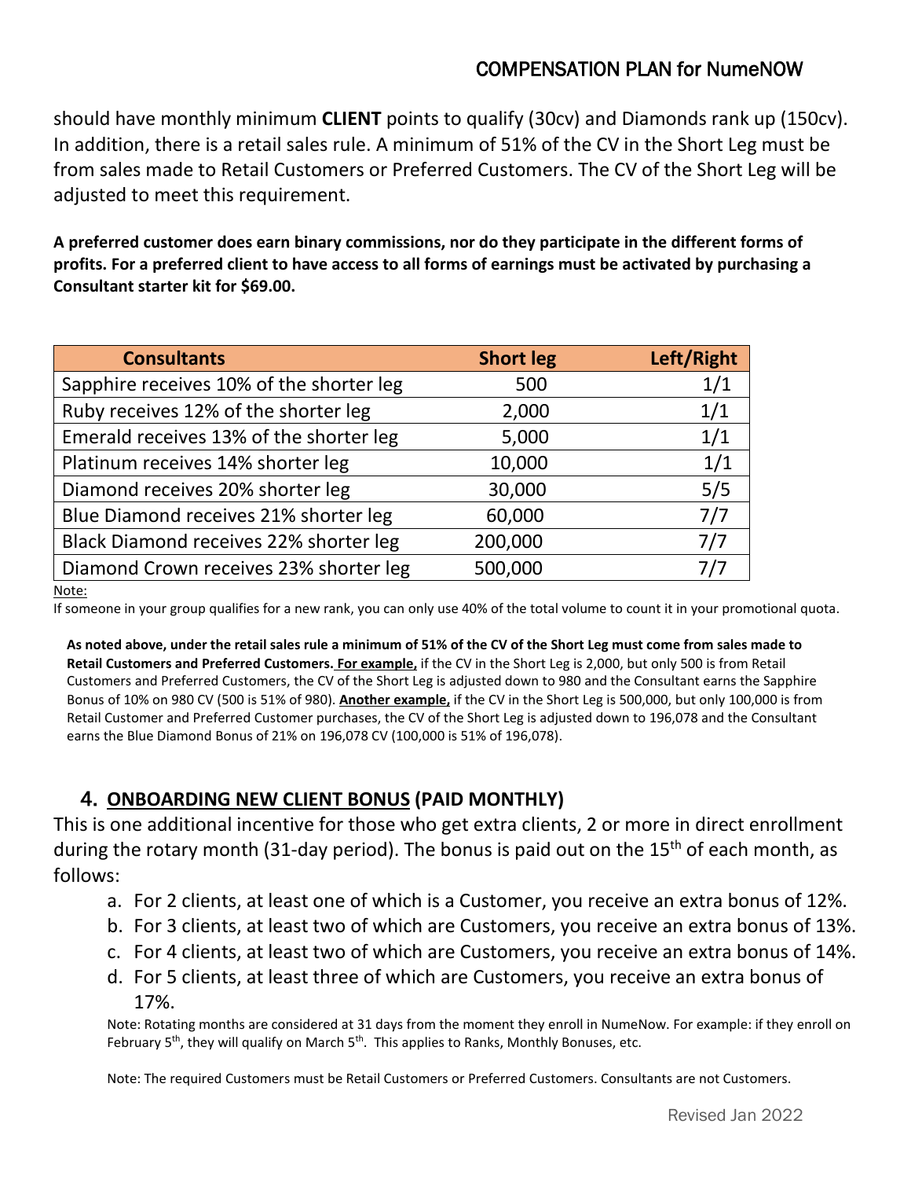should have monthly minimum **CLIENT** points to qualify (30cv) and Diamonds rank up (150cv). In addition, there is a retail sales rule. A minimum of 51% of the CV in the Short Leg must be from sales made to Retail Customers or Preferred Customers. The CV of the Short Leg will be adjusted to meet this requirement.

**A preferred customer does earn binary commissions, nor do they participate in the different forms of profits. For a preferred client to have access to all forms of earnings must be activated by purchasing a Consultant starter kit for $69.00.**

| Consultants | Short leg | Left/Right |
|---|---|---|
| Sapphire receives 10% of the shorter leg | 500 | 1/1 |
| Ruby receives 12% of the shorter leg | 2,000 | 1/1 |
| Emerald receives 13% of the shorter leg | 5,000 | 1/1 |
| Platinum receives 14% shorter leg | 10,000 | 1/1 |
| Diamond receives 20% shorter leg | 30,000 | 5/5 |
| Blue Diamond receives 21% shorter leg | 60,000 | 7/7 |
| Black Diamond receives 22% shorter leg | 200,000 | 7/7 |
| Diamond Crown receives 23% shorter leg | 500,000 | 7/7 |

Note:

If someone in your group qualifies for a new rank, you can only use 40% of the total volume to count it in your promotional quota.

**As noted above, under the retail sales rule a minimum of 51% of the CV of the Short Leg must come from sales made to Retail Customers and Preferred Customers. For example,** if the CV in the Short Leg is 2,000, but only 500 is from Retail Customers and Preferred Customers, the CV of the Short Leg is adjusted down to 980 and the Consultant earns the Sapphire Bonus of 10% on 980 CV (500 is 51% of 980). **Another example,** if the CV in the Short Leg is 500,000, but only 100,000 is from Retail Customer and Preferred Customer purchases, the CV of the Short Leg is adjusted down to 196,078 and the Consultant earns the Blue Diamond Bonus of 21% on 196,078 CV (100,000 is 51% of 196,078).

## 4. ONBOARDING NEW CLIENT BONUS (PAID MONTHLY)

This is one additional incentive for those who get extra clients, 2 or more in direct enrollment during the rotary month (31-day period). The bonus is paid out on the 15th of each month, as follows:

a. For 2 clients, at least one of which is a Customer, you receive an extra bonus of 12%.
b. For 3 clients, at least two of which are Customers, you receive an extra bonus of 13%.
c. For 4 clients, at least two of which are Customers, you receive an extra bonus of 14%.
d. For 5 clients, at least three of which are Customers, you receive an extra bonus of 17%.

Note: Rotating months are considered at 31 days from the moment they enroll in NumeNow. For example: if they enroll on February 5th, they will qualify on March 5th. This applies to Ranks, Monthly Bonuses, etc.

Note: The required Customers must be Retail Customers or Preferred Customers. Consultants are not Customers.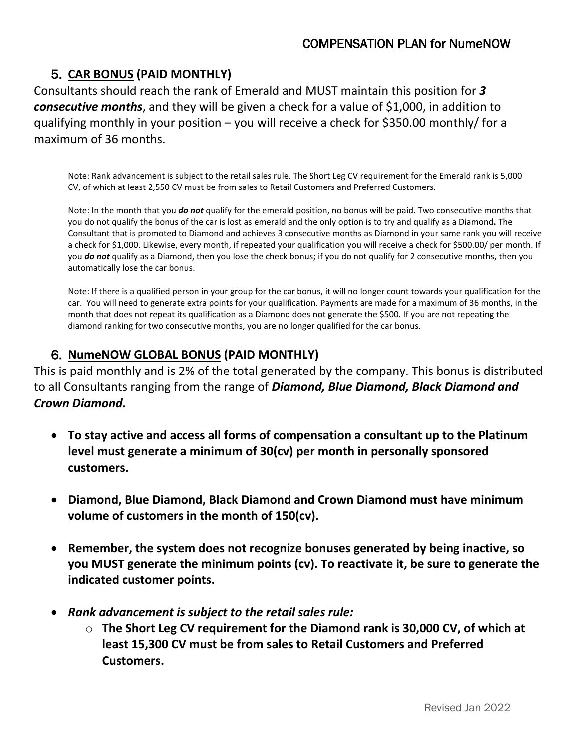## 5. <u>CAR BONUS</u> (PAID MONTHLY)

Consultants should reach the rank of Emerald and MUST maintain this position for ***3 consecutive months***, and they will be given a check for a value of $1,000, in addition to qualifying monthly in your position – you will receive a check for $350.00 monthly/ for a maximum of 36 months.

Note: Rank advancement is subject to the retail sales rule. The Short Leg CV requirement for the Emerald rank is 5,000 CV, of which at least 2,550 CV must be from sales to Retail Customers and Preferred Customers.

Note: In the month that you ***do not*** qualify for the emerald position, no bonus will be paid. Two consecutive months that you do not qualify the bonus of the car is lost as emerald and the only option is to try and qualify as a Diamond**.** The Consultant that is promoted to Diamond and achieves 3 consecutive months as Diamond in your same rank you will receive a check for $1,000. Likewise, every month, if repeated your qualification you will receive a check for $500.00/ per month. If you ***do not*** qualify as a Diamond, then you lose the check bonus; if you do not qualify for 2 consecutive months, then you automatically lose the car bonus.

Note: If there is a qualified person in your group for the car bonus, it will no longer count towards your qualification for the car. You will need to generate extra points for your qualification. Payments are made for a maximum of 36 months, in the month that does not repeat its qualification as a Diamond does not generate the $500. If you are not repeating the diamond ranking for two consecutive months, you are no longer qualified for the car bonus.

## 6. <u>NumeNOW GLOBAL BONUS</u> (PAID MONTHLY)

This is paid monthly and is 2% of the total generated by the company. This bonus is distributed to all Consultants ranging from the range of ***Diamond, Blue Diamond, Black Diamond and Crown Diamond.***

- **To stay active and access all forms of compensation a consultant up to the Platinum level must generate a minimum of 30(cv) per month in personally sponsored customers.**
- **Diamond, Blue Diamond, Black Diamond and Crown Diamond must have minimum volume of customers in the month of 150(cv).**
- **Remember, the system does not recognize bonuses generated by being inactive, so you MUST generate the minimum points (cv). To reactivate it, be sure to generate the indicated customer points.**
- ***Rank advancement is subject to the retail sales rule:***
  - **The Short Leg CV requirement for the Diamond rank is 30,000 CV, of which at least 15,300 CV must be from sales to Retail Customers and Preferred Customers.**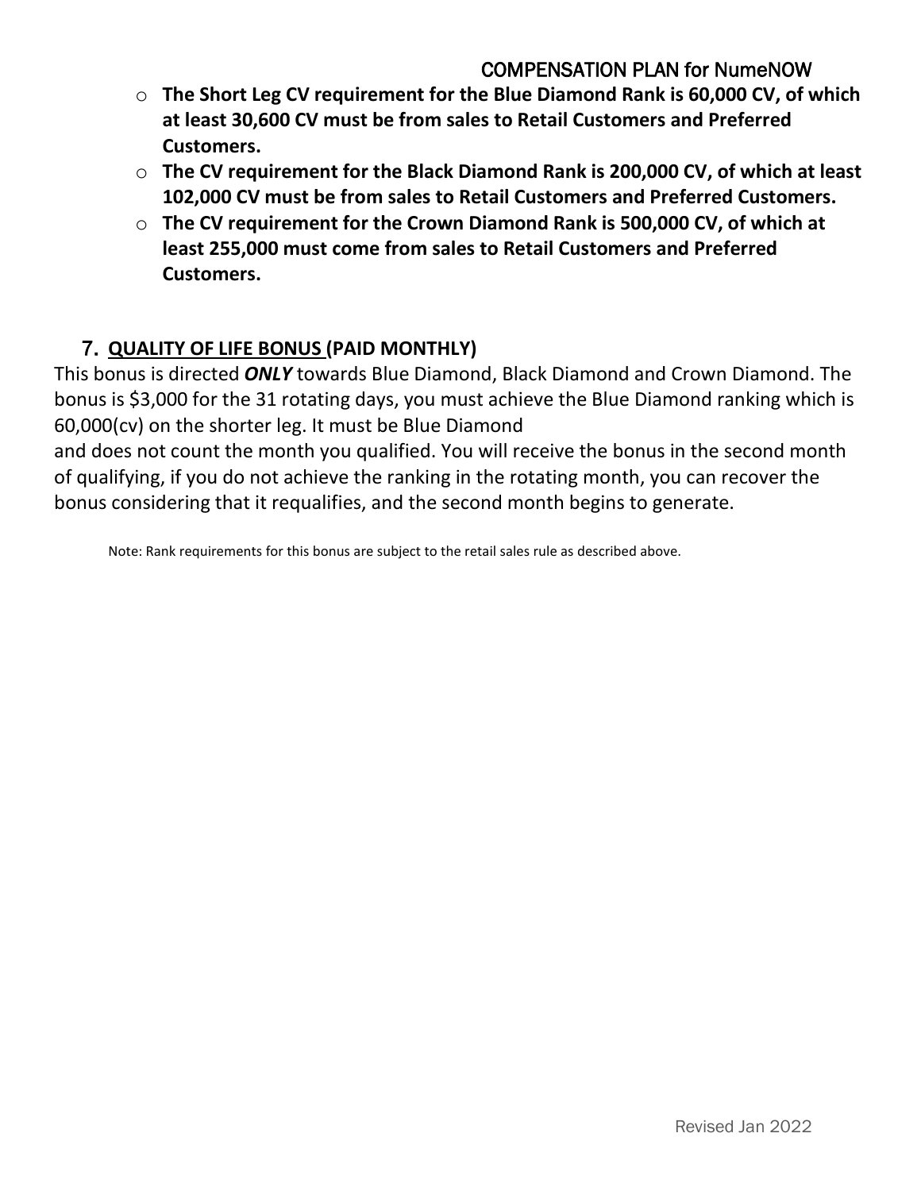- **The Short Leg CV requirement for the Blue Diamond Rank is 60,000 CV, of which at least 30,600 CV must be from sales to Retail Customers and Preferred Customers.**
- **The CV requirement for the Black Diamond Rank is 200,000 CV, of which at least 102,000 CV must be from sales to Retail Customers and Preferred Customers.**
- **The CV requirement for the Crown Diamond Rank is 500,000 CV, of which at least 255,000 must come from sales to Retail Customers and Preferred Customers.**

## 7. QUALITY OF LIFE BONUS (PAID MONTHLY)

This bonus is directed ***ONLY*** towards Blue Diamond, Black Diamond and Crown Diamond. The bonus is $3,000 for the 31 rotating days, you must achieve the Blue Diamond ranking which is 60,000(cv) on the shorter leg. It must be Blue Diamond and does not count the month you qualified. You will receive the bonus in the second month of qualifying, if you do not achieve the ranking in the rotating month, you can recover the bonus considering that it requalifies, and the second month begins to generate.

Note: Rank requirements for this bonus are subject to the retail sales rule as described above.